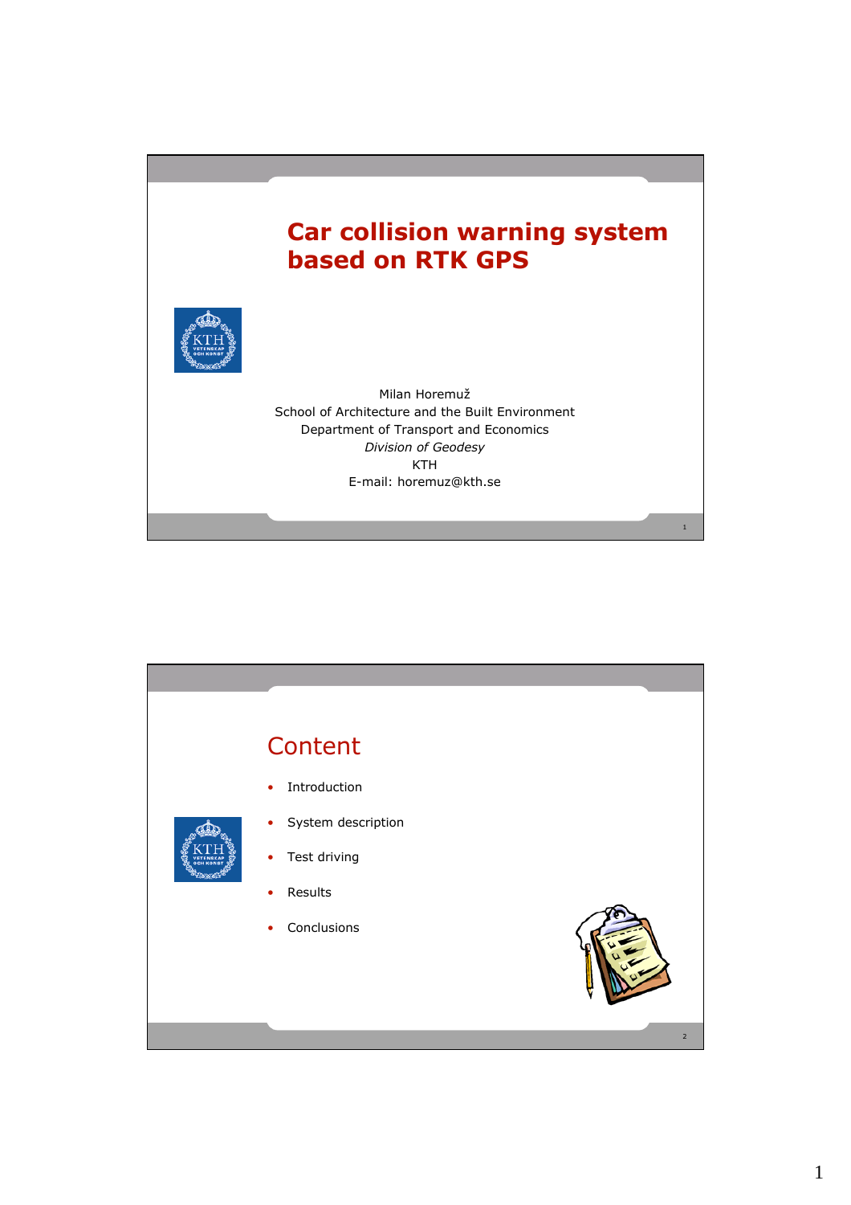# Car collision warning system based on RTK GPS

Milan Horemuž
School of Architecture and the Built Environment
Department of Transport and Economics
*Division of Geodesy*
KTH
E-mail: horemuz@kth.se

## Content

- Introduction
- System description
- Test driving
- Results
- Conclusions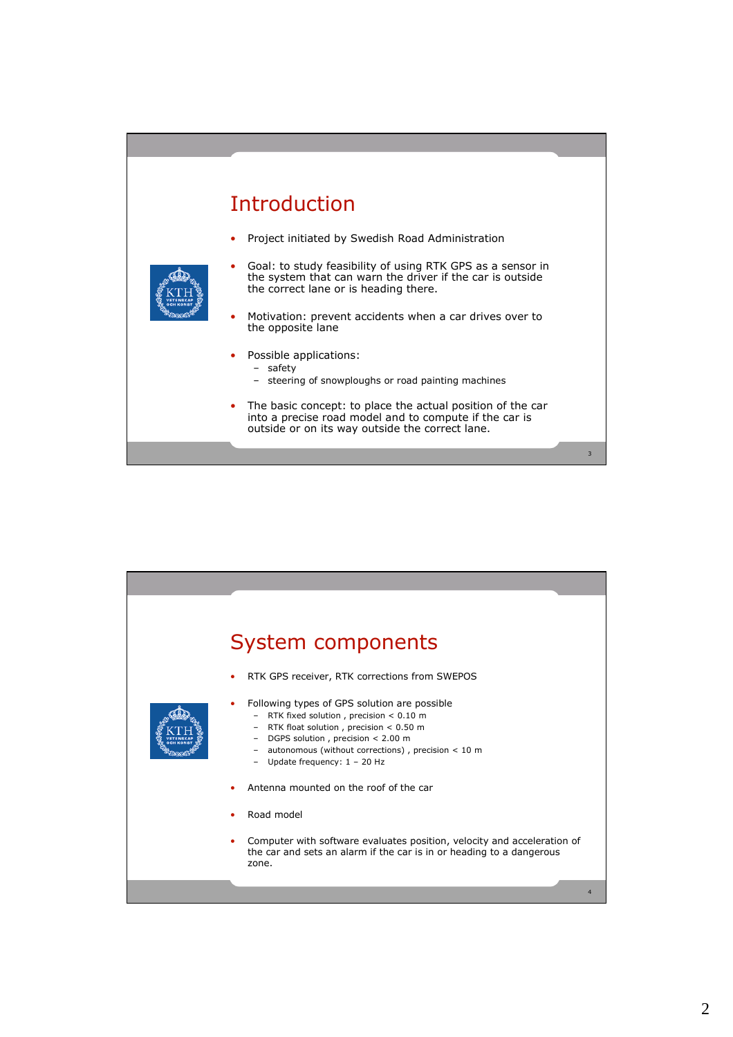## Introduction

- Project initiated by Swedish Road Administration
- Goal: to study feasibility of using RTK GPS as a sensor in the system that can warn the driver if the car is outside the correct lane or is heading there.
- Motivation: prevent accidents when a car drives over to the opposite lane
- Possible applications:
  - safety
  - steering of snowploughs or road painting machines
- The basic concept: to place the actual position of the car into a precise road model and to compute if the car is outside or on its way outside the correct lane.

## System components

- RTK GPS receiver, RTK corrections from SWEPOS
- Following types of GPS solution are possible
  - RTK fixed solution , precision < 0.10 m
  - RTK float solution , precision < 0.50 m
  - DGPS solution , precision < 2.00 m
  - autonomous (without corrections) , precision < 10 m
  - Update frequency: 1 – 20 Hz
- Antenna mounted on the roof of the car
- Road model
- Computer with software evaluates position, velocity and acceleration of the car and sets an alarm if the car is in or heading to a dangerous zone.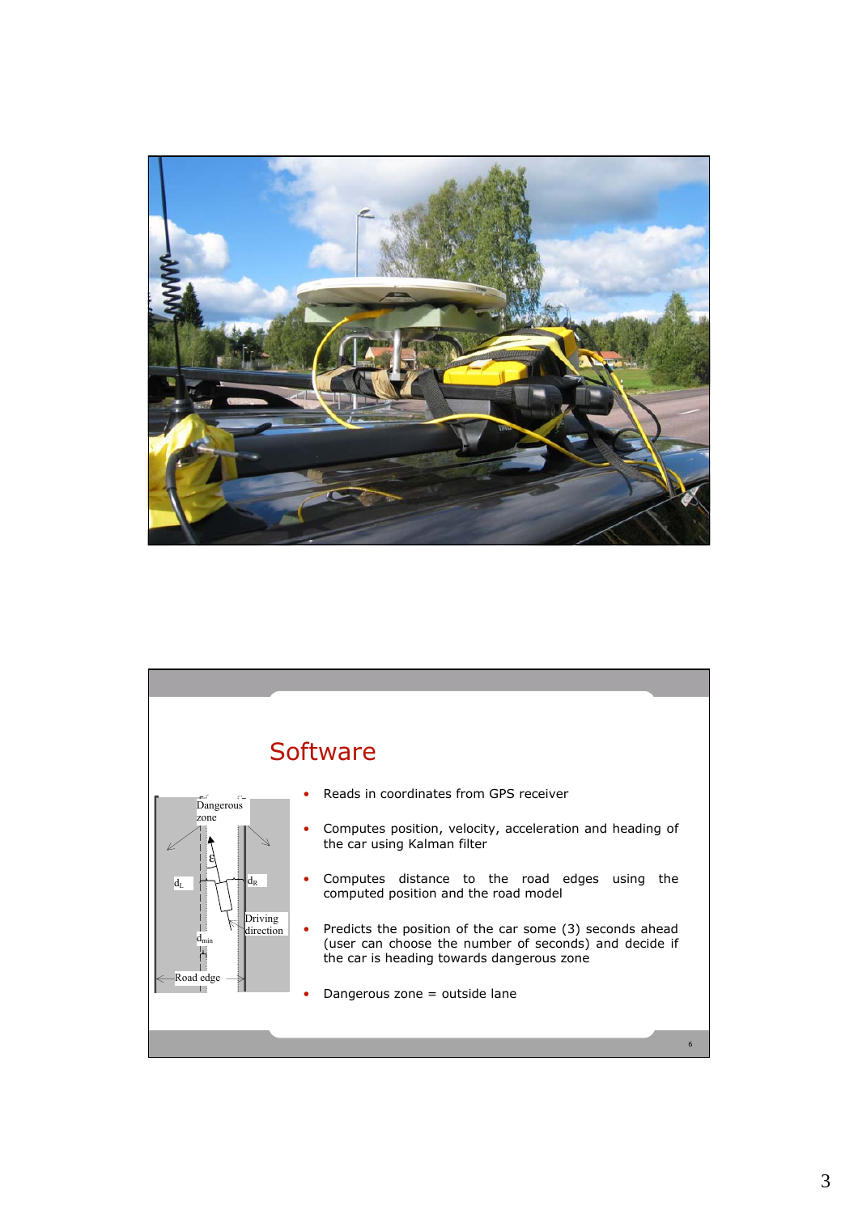## Software

- Reads in coordinates from GPS receiver
- Computes position, velocity, acceleration and heading of the car using Kalman filter
- Computes distance to the road edges using the computed position and the road model
- Predicts the position of the car some (3) seconds ahead (user can choose the number of seconds) and decide if the car is heading towards dangerous zone
- Dangerous zone = outside lane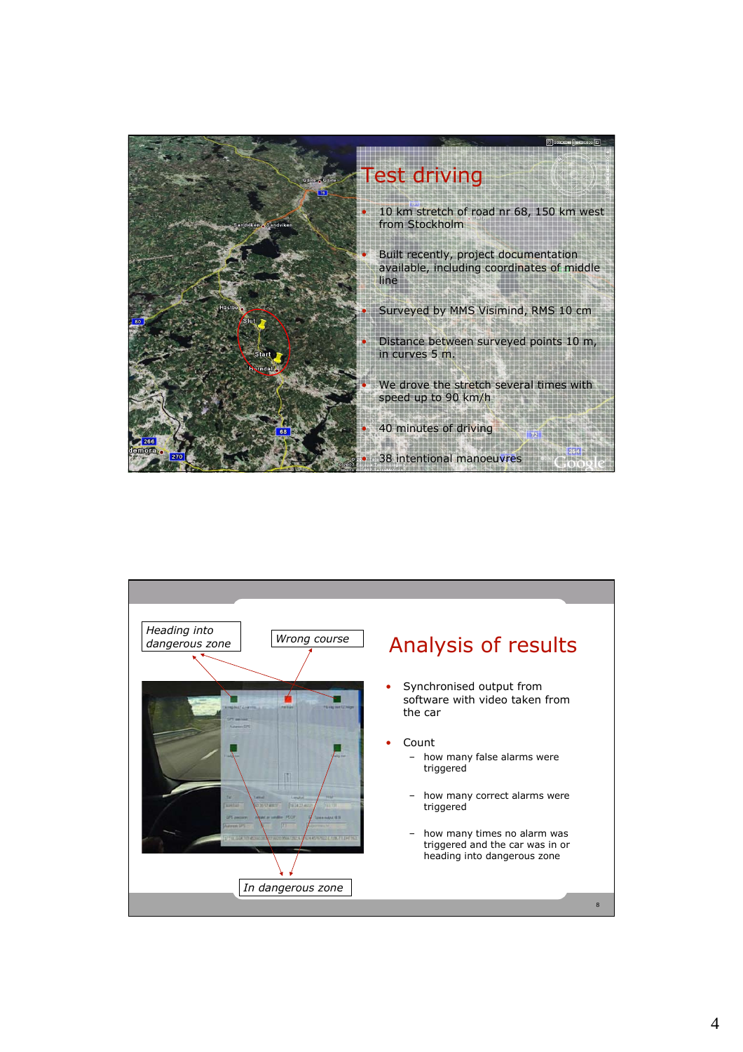## Test driving

- 10 km stretch of road nr 68, 150 km west from Stockholm
- Built recently, project documentation available, including coordinates of middle line
- Surveyed by MMS Visimind, RMS 10 cm
- Distance between surveyed points 10 m, in curves 5 m.
- We drove the stretch several times with speed up to 90 km/h
- 40 minutes of driving
- 38 intentional manoeuvres

*Heading into dangerous zone*

*Wrong course*

*In dangerous zone*

## Analysis of results

- Synchronised output from software with video taken from the car
- Count
  - how many false alarms were triggered
  - how many correct alarms were triggered
  - how many times no alarm was triggered and the car was in or heading into dangerous zone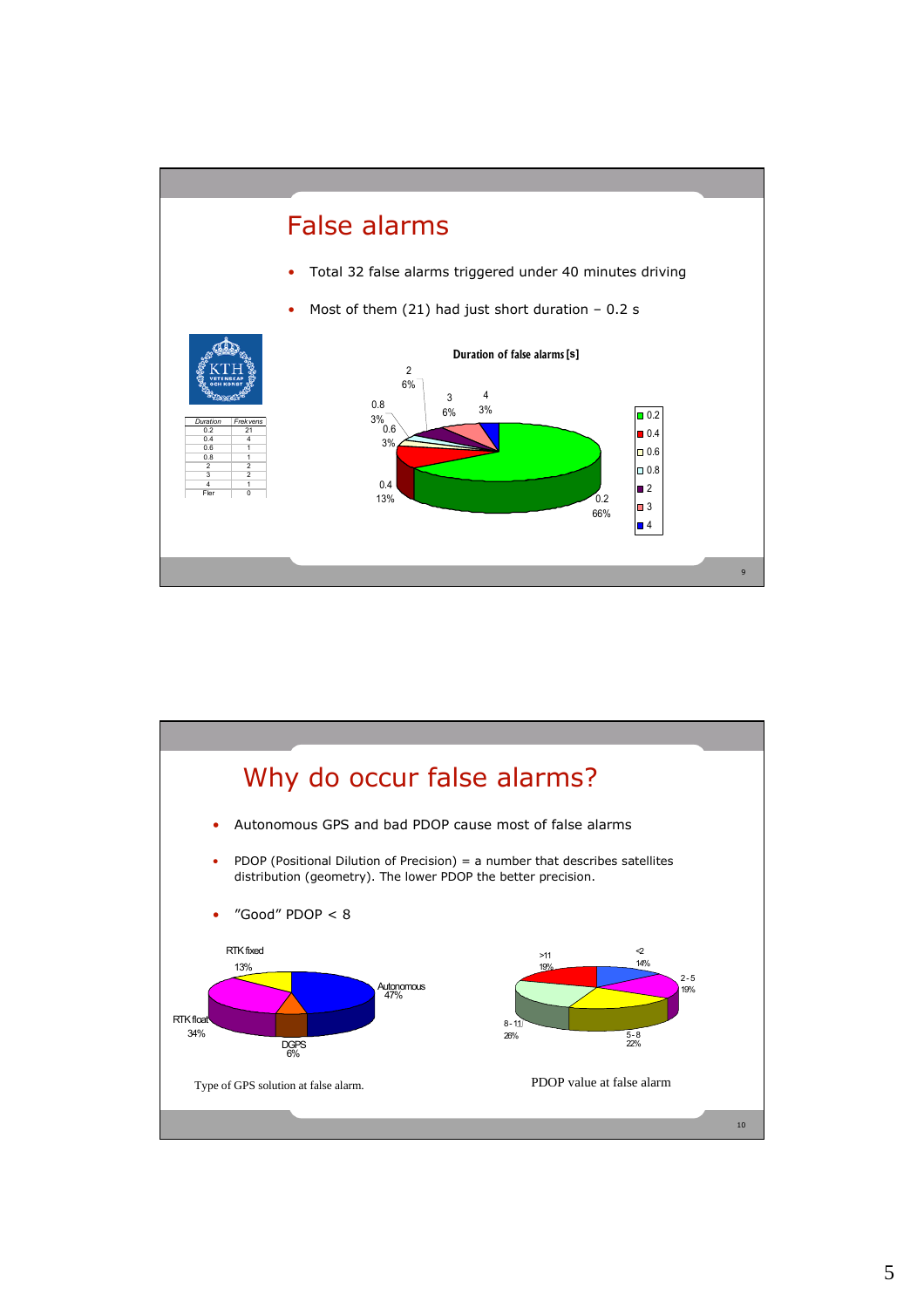# False alarms

- Total 32 false alarms triggered under 40 minutes driving
- Most of them (21) had just short duration – 0.2 s

| Duration | Frekvens |
| --- | --- |
| 0.2 | 21 |
| 0.4 | 4 |
| 0.6 | 1 |
| 0.8 | 1 |
| 2 | 2 |
| 3 | 2 |
| 4 | 1 |
| Fler | 0 |

**Duration of false alarms [s]**

0.2: 66%; 0.4: 13%; 0.6: 3%; 0.8: 3%; 2: 6%; 3: 6%; 4: 3%

# Why do occur false alarms?

- Autonomous GPS and bad PDOP cause most of false alarms
- PDOP (Positional Dilution of Precision) = a number that describes satellites distribution (geometry). The lower PDOP the better precision.
- ”Good” PDOP < 8

RTK fixed 13%; Autonomous 47%; DGPS 6%; RTK float 34%

Type of GPS solution at false alarm.

<2: 14%; 2 - 5: 19%; 5 - 8: 22%; 8 - 11: 26%; >11: 19%

PDOP value at false alarm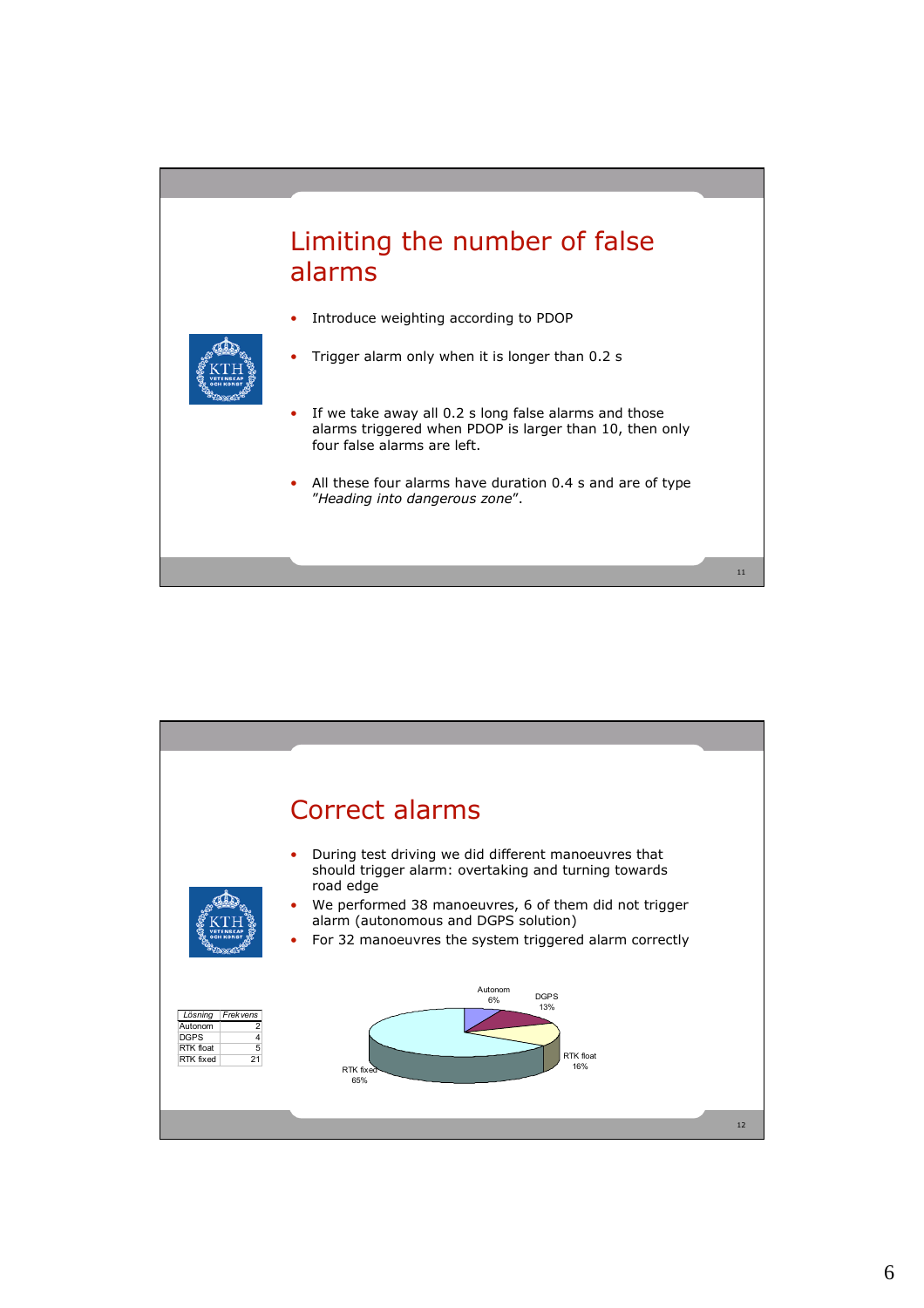## Limiting the number of false alarms

- Introduce weighting according to PDOP
- Trigger alarm only when it is longer than 0.2 s
- If we take away all 0.2 s long false alarms and those alarms triggered when PDOP is larger than 10, then only four false alarms are left.
- All these four alarms have duration 0.4 s and are of type "*Heading into dangerous zone*".

## Correct alarms

- During test driving we did different manoeuvres that should trigger alarm: overtaking and turning towards road edge
- We performed 38 manoeuvres, 6 of them did not trigger alarm (autonomous and DGPS solution)
- For 32 manoeuvres the system triggered alarm correctly

| *Lösning* | *Frekvens* |
|---|---|
| Autonom | 2 |
| DGPS | 4 |
| RTK float | 5 |
| RTK fixed | 21 |

Autonom 6%, DGPS 13%, RTK float 16%, RTK fixed 65%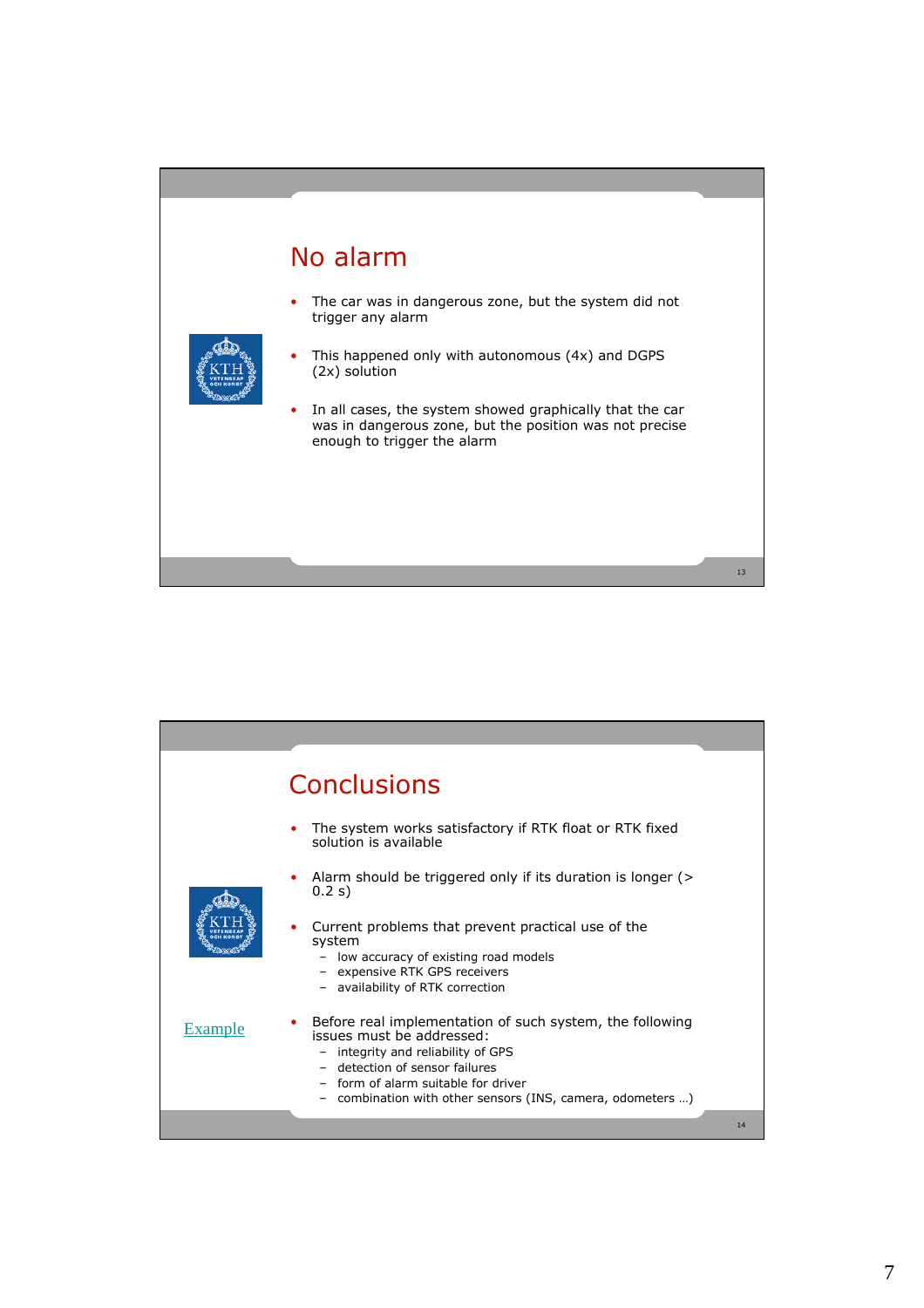## No alarm

- The car was in dangerous zone, but the system did not trigger any alarm
- This happened only with autonomous (4x) and DGPS (2x) solution
- In all cases, the system showed graphically that the car was in dangerous zone, but the position was not precise enough to trigger the alarm

## Conclusions

- The system works satisfactory if RTK float or RTK fixed solution is available
- Alarm should be triggered only if its duration is longer (> 0.2 s)
- Current problems that prevent practical use of the system
  - low accuracy of existing road models
  - expensive RTK GPS receivers
  - availability of RTK correction
- Before real implementation of such system, the following issues must be addressed:
  - integrity and reliability of GPS
  - detection of sensor failures
  - form of alarm suitable for driver
  - combination with other sensors (INS, camera, odometers …)

Example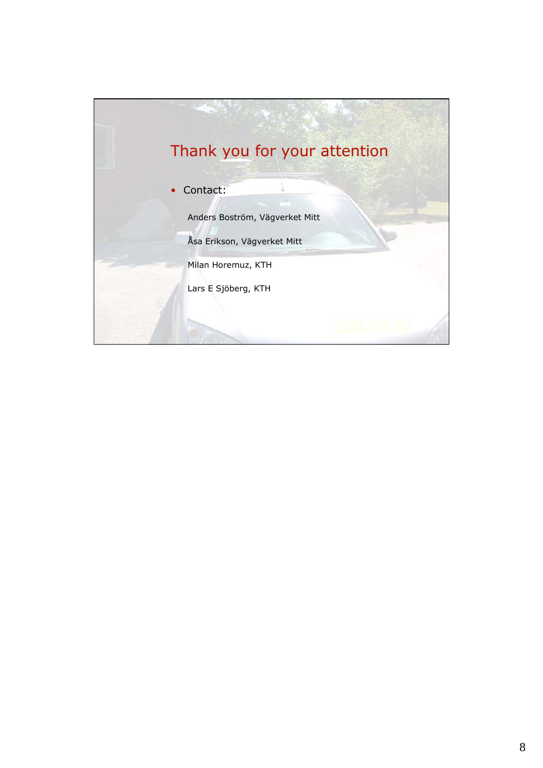# Thank you for your attention

- Contact:

  Anders Boström, Vägverket Mitt

  Åsa Erikson, Vägverket Mitt

  Milan Horemuz, KTH

  Lars E Sjöberg, KTH